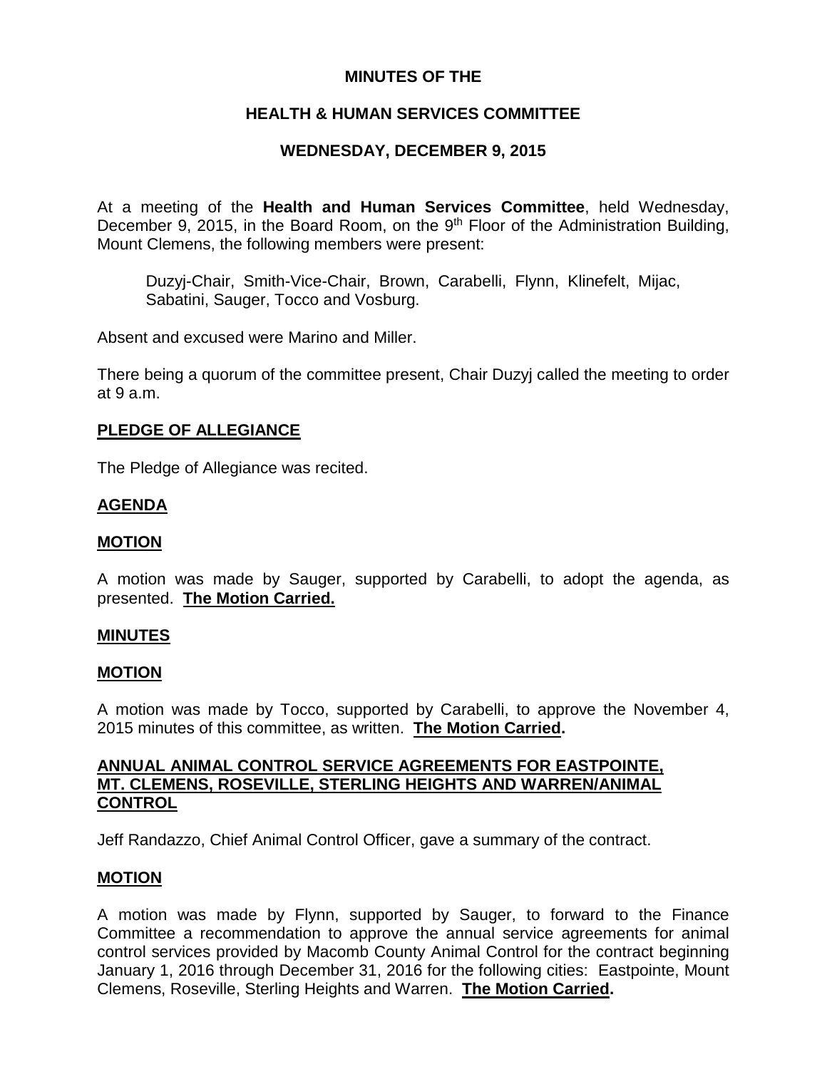**MINUTES OF THE**

**HEALTH & HUMAN SERVICES COMMITTEE**

**WEDNESDAY, DECEMBER 9, 2015**

At a meeting of the **Health and Human Services Committee**, held Wednesday, December 9, 2015, in the Board Room, on the 9th Floor of the Administration Building, Mount Clemens, the following members were present:

> Duzyj-Chair, Smith-Vice-Chair, Brown, Carabelli, Flynn, Klinefelt, Mijac, Sabatini, Sauger, Tocco and Vosburg.

Absent and excused were Marino and Miller.

There being a quorum of the committee present, Chair Duzyj called the meeting to order at 9 a.m.

**PLEDGE OF ALLEGIANCE**

The Pledge of Allegiance was recited.

**AGENDA**

**MOTION**

A motion was made by Sauger, supported by Carabelli, to adopt the agenda, as presented. **The Motion Carried.**

**MINUTES**

**MOTION**

A motion was made by Tocco, supported by Carabelli, to approve the November 4, 2015 minutes of this committee, as written. **The Motion Carried.**

**ANNUAL ANIMAL CONTROL SERVICE AGREEMENTS FOR EASTPOINTE, MT. CLEMENS, ROSEVILLE, STERLING HEIGHTS AND WARREN/ANIMAL CONTROL**

Jeff Randazzo, Chief Animal Control Officer, gave a summary of the contract.

**MOTION**

A motion was made by Flynn, supported by Sauger, to forward to the Finance Committee a recommendation to approve the annual service agreements for animal control services provided by Macomb County Animal Control for the contract beginning January 1, 2016 through December 31, 2016 for the following cities: Eastpointe, Mount Clemens, Roseville, Sterling Heights and Warren. **The Motion Carried.**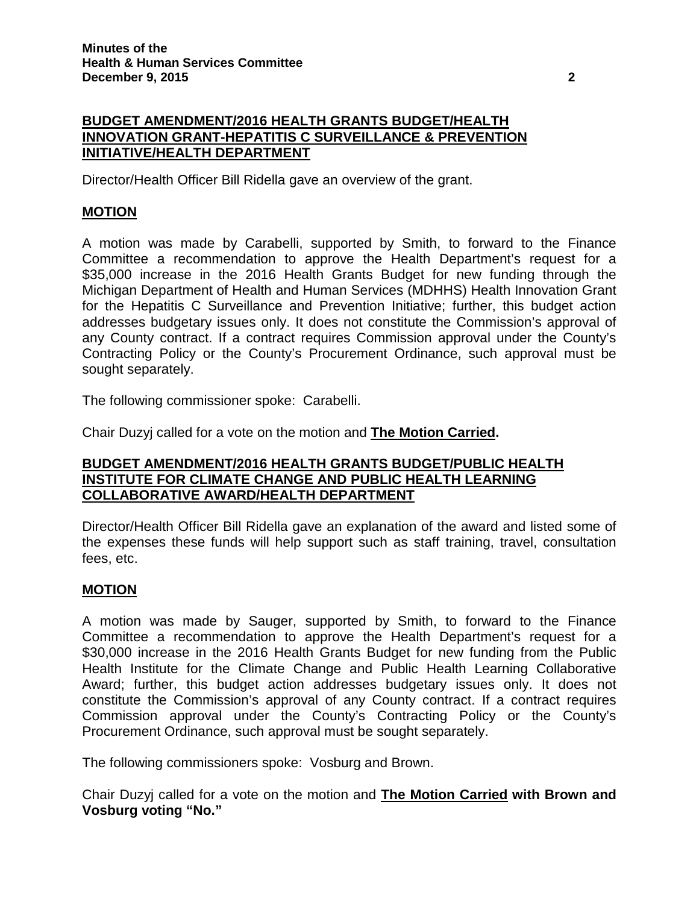**BUDGET AMENDMENT/2016 HEALTH GRANTS BUDGET/HEALTH INNOVATION GRANT-HEPATITIS C SURVEILLANCE & PREVENTION INITIATIVE/HEALTH DEPARTMENT**

Director/Health Officer Bill Ridella gave an overview of the grant.

**MOTION**

A motion was made by Carabelli, supported by Smith, to forward to the Finance Committee a recommendation to approve the Health Department's request for a $35,000 increase in the 2016 Health Grants Budget for new funding through the Michigan Department of Health and Human Services (MDHHS) Health Innovation Grant for the Hepatitis C Surveillance and Prevention Initiative; further, this budget action addresses budgetary issues only. It does not constitute the Commission's approval of any County contract. If a contract requires Commission approval under the County's Contracting Policy or the County's Procurement Ordinance, such approval must be sought separately.

The following commissioner spoke: Carabelli.

Chair Duzyj called for a vote on the motion and **The Motion Carried.**

**BUDGET AMENDMENT/2016 HEALTH GRANTS BUDGET/PUBLIC HEALTH INSTITUTE FOR CLIMATE CHANGE AND PUBLIC HEALTH LEARNING COLLABORATIVE AWARD/HEALTH DEPARTMENT**

Director/Health Officer Bill Ridella gave an explanation of the award and listed some of the expenses these funds will help support such as staff training, travel, consultation fees, etc.

**MOTION**

A motion was made by Sauger, supported by Smith, to forward to the Finance Committee a recommendation to approve the Health Department's request for a $30,000 increase in the 2016 Health Grants Budget for new funding from the Public Health Institute for the Climate Change and Public Health Learning Collaborative Award; further, this budget action addresses budgetary issues only. It does not constitute the Commission's approval of any County contract. If a contract requires Commission approval under the County's Contracting Policy or the County's Procurement Ordinance, such approval must be sought separately.

The following commissioners spoke: Vosburg and Brown.

Chair Duzyj called for a vote on the motion and **The Motion Carried with Brown and Vosburg voting "No."**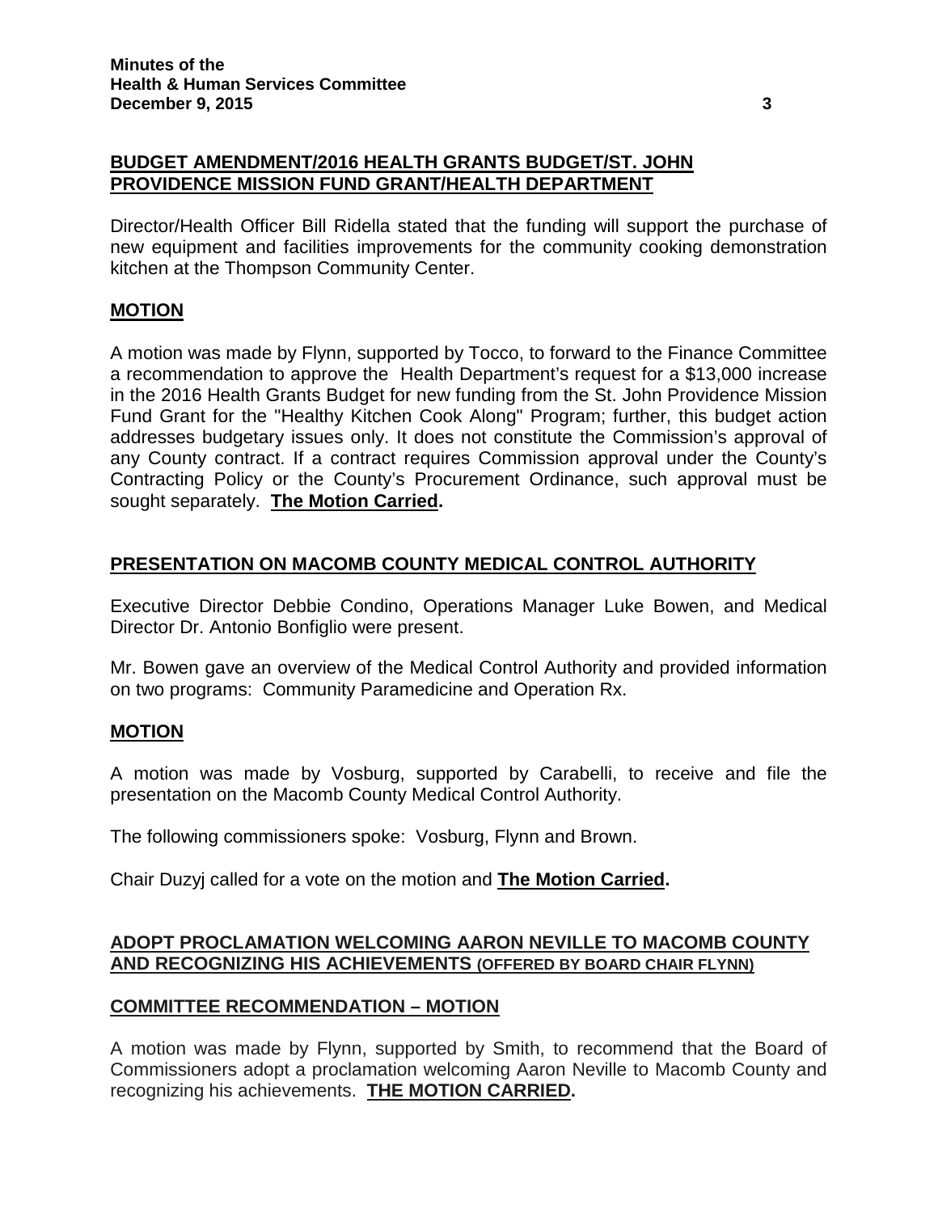## BUDGET AMENDMENT/2016 HEALTH GRANTS BUDGET/ST. JOHN PROVIDENCE MISSION FUND GRANT/HEALTH DEPARTMENT

Director/Health Officer Bill Ridella stated that the funding will support the purchase of new equipment and facilities improvements for the community cooking demonstration kitchen at the Thompson Community Center.

### MOTION

A motion was made by Flynn, supported by Tocco, to forward to the Finance Committee a recommendation to approve the Health Department's request for a $13,000 increase in the 2016 Health Grants Budget for new funding from the St. John Providence Mission Fund Grant for the "Healthy Kitchen Cook Along" Program; further, this budget action addresses budgetary issues only. It does not constitute the Commission's approval of any County contract. If a contract requires Commission approval under the County's Contracting Policy or the County's Procurement Ordinance, such approval must be sought separately. **The Motion Carried.**

## PRESENTATION ON MACOMB COUNTY MEDICAL CONTROL AUTHORITY

Executive Director Debbie Condino, Operations Manager Luke Bowen, and Medical Director Dr. Antonio Bonfiglio were present.

Mr. Bowen gave an overview of the Medical Control Authority and provided information on two programs: Community Paramedicine and Operation Rx.

### MOTION

A motion was made by Vosburg, supported by Carabelli, to receive and file the presentation on the Macomb County Medical Control Authority.

The following commissioners spoke: Vosburg, Flynn and Brown.

Chair Duzyj called for a vote on the motion and **The Motion Carried.**

## ADOPT PROCLAMATION WELCOMING AARON NEVILLE TO MACOMB COUNTY AND RECOGNIZING HIS ACHIEVEMENTS (OFFERED BY BOARD CHAIR FLYNN)

### COMMITTEE RECOMMENDATION – MOTION

A motion was made by Flynn, supported by Smith, to recommend that the Board of Commissioners adopt a proclamation welcoming Aaron Neville to Macomb County and recognizing his achievements. **THE MOTION CARRIED.**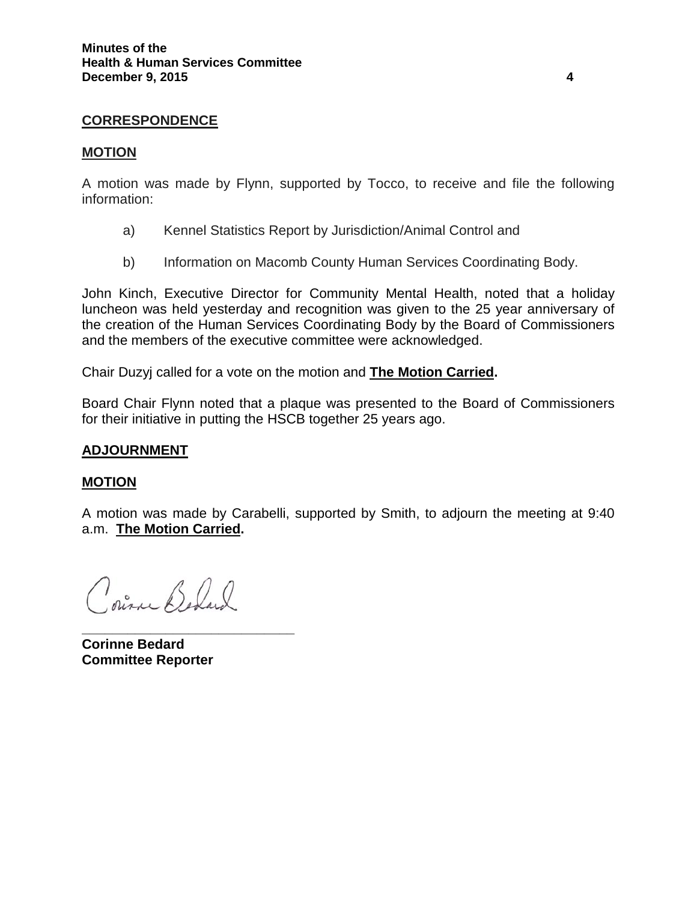## CORRESPONDENCE

### MOTION

A motion was made by Flynn, supported by Tocco, to receive and file the following information:

a) Kennel Statistics Report by Jurisdiction/Animal Control and

b) Information on Macomb County Human Services Coordinating Body.

John Kinch, Executive Director for Community Mental Health, noted that a holiday luncheon was held yesterday and recognition was given to the 25 year anniversary of the creation of the Human Services Coordinating Body by the Board of Commissioners and the members of the executive committee were acknowledged.

Chair Duzyj called for a vote on the motion and **The Motion Carried.**

Board Chair Flynn noted that a plaque was presented to the Board of Commissioners for their initiative in putting the HSCB together 25 years ago.

## ADJOURNMENT

### MOTION

A motion was made by Carabelli, supported by Smith, to adjourn the meeting at 9:40 a.m. **The Motion Carried.**

_____________________________

**Corinne Bedard**
**Committee Reporter**